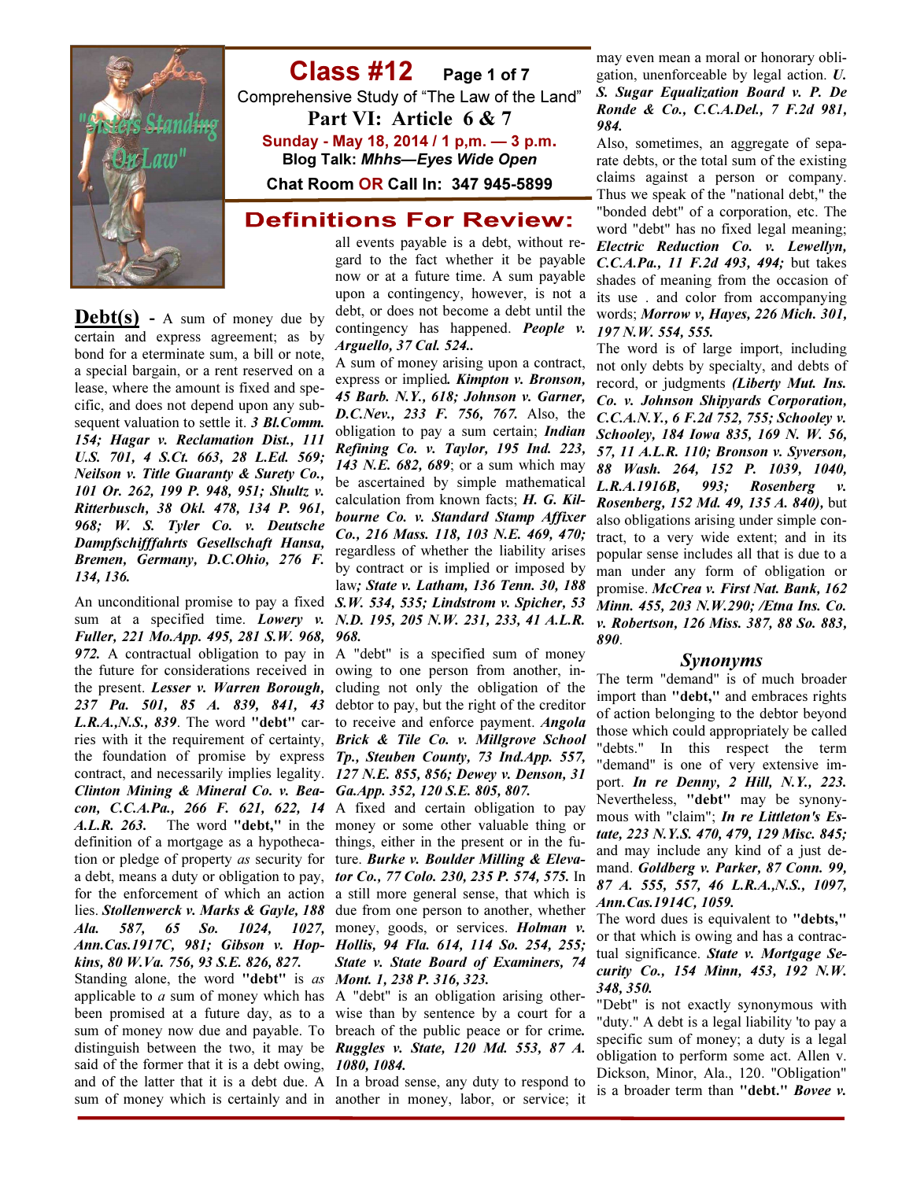# Class #12

Comprehensive Study of "The Law of the Land"

## Part VI: Article 6 & 7

**Sunday - May 18, 2014 / 1 p,m. — 3 p.m.**

**Blog Talk: *Mhhs—Eyes Wide Open***

**Chat Room OR Call In: 347 945-5899**

## Definitions For Review:

**Debt(s)** - A sum of money due by certain and express agreement; as by bond for a eterminate sum, a bill or note, a special bargain, or a rent reserved on a lease, where the amount is fixed and specific, and does not depend upon any subsequent valuation to settle it. ***3 Bl.Comm. 154; Hagar v. Reclamation Dist., 111 U.S. 701, 4 S.Ct. 663, 28 L.Ed. 569; Neilson v. Title Guaranty & Surety Co., 101 Or. 262, 199 P. 948, 951; Shultz v. Ritterbusch, 38 Okl. 478, 134 P. 961, 968; W. S. Tyler Co. v. Deutsche Dampfschifffahrts Gesellschaft Hansa, Bremen, Germany, D.C.Ohio, 276 F. 134, 136.***

An unconditional promise to pay a fixed sum at a specified time. ***Lowery v. Fuller, 221 Mo.App. 495, 281 S.W. 968, 972.*** A contractual obligation to pay in the future for considerations received in the present. ***Lesser v. Warren Borough, 237 Pa. 501, 85 A. 839, 841, 43 L.R.A.,N.S., 839***. The word **"debt"** carries with it the requirement of certainty, the foundation of promise by express contract, and necessarily implies legality. ***Clinton Mining & Mineral Co. v. Beacon, C.C.A.Pa., 266 F. 621, 622, 14 A.L.R. 263.*** The word **"debt,"** in the definition of a mortgage as a hypothecation or pledge of property *as* security for a debt, means a duty or obligation to pay, for the enforcement of which an action lies. ***Stollenwerck v. Marks & Gayle, 188 Ala. 587, 65 So. 1024, 1027, Ann.Cas.1917C, 981; Gibson v. Hopkins, 80 W.Va. 756, 93 S.E. 826, 827.***

Standing alone, the word **"debt"** is *as* applicable to *a* sum of money which has been promised at a future day, as to a sum of money now due and payable. To distinguish between the two, it may be said of the former that it is a debt owing, and of the latter that it is a debt due. A sum of money which is certainly and in all events payable is a debt, without regard to the fact whether it be payable now or at a future time. A sum payable upon a contingency, however, is not a debt, or does not become a debt until the contingency has happened. ***People v. Arguello, 37 Cal. 524..***

A sum of money arising upon a contract, express or implied***. Kimpton v. Bronson, 45 Barb. N.Y., 618; Johnson v. Garner, D.C.Nev., 233 F. 756, 767.*** Also, the obligation to pay a sum certain; ***Indian Refining Co. v. Taylor, 195 Ind. 223, 143 N.E. 682, 689***; or a sum which may be ascertained by simple mathematical calculation from known facts; ***H. G. Kilbourne Co. v. Standard Stamp Affixer Co., 216 Mass. 118, 103 N.E. 469, 470;*** regardless of whether the liability arises by contract or is implied or imposed by law***; State v. Latham, 136 Tenn. 30, 188 S.W. 534, 535; Lindstrom v. Spicher, 53 N.D. 195, 205 N.W. 231, 233, 41 A.L.R. 968.***

A "debt" is a specified sum of money owing to one person from another, including not only the obligation of the debtor to pay, but the right of the creditor to receive and enforce payment. ***Angola Brick & Tile Co. v. Millgrove School Tp., Steuben County, 73 Ind.App. 557, 127 N.E. 855, 856; Dewey v. Denson, 31 Ga.App. 352, 120 S.E. 805, 807.***

A fixed and certain obligation to pay money or some other valuable thing or things, either in the present or in the future. ***Burke v. Boulder Milling & Elevator Co., 77 Colo. 230, 235 P. 574, 575.*** In a still more general sense, that which is due from one person to another, whether money, goods, or services. ***Holman v. Hollis, 94 Fla. 614, 114 So. 254, 255; State v. State Board of Examiners, 74 Mont. 1, 238 P. 316, 323.***

A "debt" is an obligation arising otherwise than by sentence by a court for a breach of the public peace or for crime***. Ruggles v. State, 120 Md. 553, 87 A. 1080, 1084.***

In a broad sense, any duty to respond to another in money, labor, or service; it may even mean a moral or honorary obligation, unenforceable by legal action. ***U. S. Sugar Equalization Board v. P. De Ronde & Co., C.C.A.Del., 7 F.2d 981, 984.***

Also, sometimes, an aggregate of separate debts, or the total sum of the existing claims against a person or company. Thus we speak of the "national debt," the "bonded debt" of a corporation, etc. The word "debt" has no fixed legal meaning; ***Electric Reduction Co. v. Lewellyn, C.C.A.Pa., 11 F.2d 493, 494;*** but takes shades of meaning from the occasion of its use . and color from accompanying words; ***Morrow v, Hayes, 226 Mich. 301, 197 N.W. 554, 555.***

The word is of large import, including not only debts by specialty, and debts of record, or judgments ***(Liberty Mut. Ins. Co. v. Johnson Shipyards Corporation, C.C.A.N.Y., 6 F.2d 752, 755; Schooley v. Schooley, 184 Iowa 835, 169 N. W. 56, 57, 11 A.L.R. 110; Bronson v. Syverson, 88 Wash. 264, 152 P. 1039, 1040, L.R.A.1916B, 993; Rosenberg v. Rosenberg, 152 Md. 49, 135 A. 840),*** but also obligations arising under simple contract, to a very wide extent; and in its popular sense includes all that is due to a man under any form of obligation or promise. ***McCrea v. First Nat. Bank, 162 Minn. 455, 203 N.W.290; /Etna Ins. Co. v. Robertson, 126 Miss. 387, 88 So. 883, 890***.

### *Synonyms*

The term "demand" is of much broader import than **"debt,"** and embraces rights of action belonging to the debtor beyond those which could appropriately be called "debts." In this respect the term "demand" is one of very extensive import. ***In re Denny, 2 Hill, N.Y., 223.*** Nevertheless, **"debt"** may be synonymous with "claim"; ***In re Littleton's Estate, 223 N.Y.S. 470, 479, 129 Misc. 845;*** and may include any kind of a just demand. ***Goldberg v. Parker, 87 Conn. 99, 87 A. 555, 557, 46 L.R.A.,N.S., 1097, Ann.Cas.1914C, 1059.***

The word dues is equivalent to **"debts,"** or that which is owing and has a contractual significance. ***State v. Mortgage Security Co., 154 Minn, 453, 192 N.W. 348, 350.***

"Debt" is not exactly synonymous with "duty." A debt is a legal liability 'to pay a specific sum of money; a duty is a legal obligation to perform some act. Allen v. Dickson, Minor, Ala., 120. "Obligation" is a broader term than **"debt."** ***Bovee v.***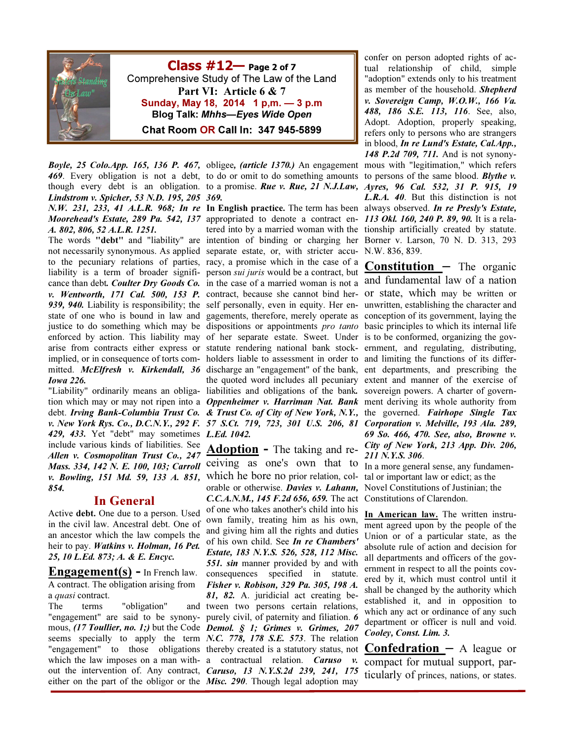Boyle, 25 Colo.App. 165, 136 P. 467, 469. Every obligation is not a debt, though every debt is an obligation. *Lindstrom v. Spicher, 53 N.D. 195, 205 N.W. 231, 233, 41 A.L.R. 968; In re Moorehead's Estate, 289 Pa. 542, 137 A. 802, 806, 52 A.L.R. 1251.*

The words **"debt"** and "liability" are not necessarily synonymous. As applied to the pecuniary relations of parties, liability is a term of broader significance than debt. ***Coulter Dry Goods Co. v. Wentworth, 171 Cal. 500, 153 P. 939, 940.*** Liability is responsibility; the state of one who is bound in law and justice to do something which may be enforced by action. This liability may arise from contracts either express or implied, or in consequence of torts committed. ***McElfresh v. Kirkendall, 36 Iowa 226.***

"Liability" ordinarily means an obligation which may or may not ripen into a debt. ***Irving Bank-Columbia Trust Co. v. New York Rys. Co., D.C.N.Y., 292 F. 429, 433.*** Yet "debt" may sometimes include various kinds of liabilities. See ***Allen v. Cosmopolitan Trust Co., 247 Mass. 334, 142 N. E. 100, 103; Carroll v. Bowling, 151 Md. 59, 133 A. 851, 854.***

## In General

Active **debt.** One due to a person. Used in the civil law. Ancestral debt. One of an ancestor which the law compels the heir to pay. ***Watkins v. Holman, 16 Pet. 25, 10 L.Ed. 873; A. & E. Encyc.***

## Engagement(s) - In French law.

A contract. The obligation arising from a *quasi* contract.

The terms "obligation" and "engagement" are said to be synonymous, ***(17 Toullier, no. 1;)*** but the Code seems specially to apply the term "engagement" to those obligations which the law imposes on a man without the intervention of. Any contract, either on the part of the obligor or the obligee, ***(article 1370.)*** An engagement to do or omit to do something amounts to a promise. ***Rue v. Rue, 21 N.J.Law, 369.***

**In English practice.** The term has been appropriated to denote a contract entered into by a married woman with the intention of binding or charging her separate estate, or, with stricter accuracy, a promise which in the case of a person *sui juris* would be a contract, but in the case of a married woman is not a contract, because she cannot bind herself personally, even in equity. Her engagements, therefore, merely operate as dispositions or appointments *pro tanto* of her separate estate. Sweet. Under statute rendering national bank stockholders liable to assessment in order to discharge an "engagement" of the bank, the quoted word includes all pecuniary liabilities and obligations of the bank. ***Oppenheimer v. Harriman Nat. Bank & Trust Co. of City of New York, N.Y., 57 S.Ct. 719, 723, 301 U.S. 206, 81 L.Ed. 1042.***

## Adoption - The taking and receiving as one's own that to which he bore no prior relation, colorable or otherwise.

***Davies v. Lahann, C.C.A.N.M., 145 F.2d 656, 659.*** The act of one who takes another's child into his own family, treating him as his own, and giving him all the rights and duties of his own child. See ***In re Chambers' Estate, 183 N.Y.S. 526, 528, 112 Misc. 551. sin*** manner provided by and with consequences specified in statute. ***Fisher v. Robison, 329 Pa. 305, 198 A. 81, 82.*** A. juridicial act creating between two persons certain relations, purely civil, of paternity and filiation. ***6 Demol. § 1; Grimes v. Grimes, 207 N.C. 778, 178 S.E. 573.*** The relation thereby created is a statutory status, not a contractual relation. ***Caruso v. Caruso, 13 N.Y.S.2d 239, 241, 175 Misc. 290.*** Though legal adoption may confer on person adopted rights of actual relationship of child, simple "adoption" extends only to his treatment as member of the household. ***Shepherd v. Sovereign Camp, W.O.W., 166 Va. 488, 186 S.E. 113, 116.*** See, also, Adopt. Adoption, properly speaking, refers only to persons who are strangers in blood, ***In re Lund's Estate, Cal.App., 148 P.2d 709, 711.*** And is not synonymous with "legitimation," which refers to persons of the same blood. ***Blythe v. Ayres, 96 Cal. 532, 31 P. 915, 19 L.R.A. 40.*** But this distinction is not always observed. ***In re Presly's Estate, 113 Okl. 160, 240 P. 89, 90.*** It is a relationship artificially created by statute. Borner v. Larson, 70 N. D. 313, 293 N.W. 836, 839.

## Constitution – The organic and fundamental law of a nation or state,

which may be written or unwritten, establishing the character and conception of its government, laying the basic principles to which its internal life is to be conformed, organizing the government, and regulating, distributing, and limiting the functions of its different departments, and prescribing the extent and manner of the exercise of sovereign powers. A charter of government deriving its whole authority from the governed. ***Fairhope Single Tax Corporation v. Melville, 193 Ala. 289, 69 So. 466, 470. See, also, Browne v. City of New York, 213 App. Div. 206, 211 N.Y.S. 306.***

In a more general sense, any fundamental or important law or edict; as the Novel Constitutions of Justinian; the Constitutions of Clarendon.

**In American law.** The written instrument agreed upon by the people of the Union or of a particular state, as the absolute rule of action and decision for all departments and officers of the government in respect to all the points covered by it, which must control until it shall be changed by the authority which established it, and in opposition to which any act or ordinance of any such department or officer is null and void. ***Cooley, Const. Lim. 3.***

## Confedration – A league or compact for mutual support, particularly of princes, nations, or states.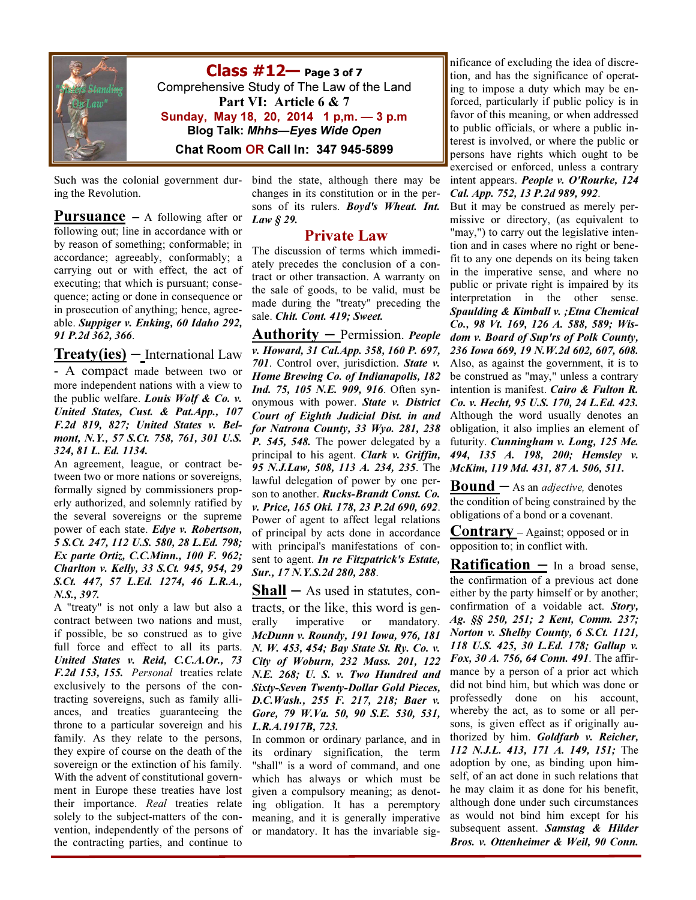Such was the colonial government during the Revolution.

**Pursuance** – A following after or following out; line in accordance with or by reason of something; conformable; in accordance; agreeably, conformably; a carrying out or with effect, the act of executing; that which is pursuant; consequence; acting or done in consequence or in prosecution of anything; hence, agreeable. ***Suppiger v. Enking, 60 Idaho 292, 91 P.2d 362, 366***.

**Treaty(ies)** – International Law - A compact made between two or more independent nations with a view to the public welfare. ***Louis Wolf & Co. v. United States, Cust. & Pat.App., 107 F.2d 819, 827; United States v. Belmont, N.Y., 57 S.Ct. 758, 761, 301 U.S. 324, 81 L. Ed. 1134.***

An agreement, league, or contract between two or more nations or sovereigns, formally signed by commissioners properly authorized, and solemnly ratified by the several sovereigns or the supreme power of each state. ***Edye v. Robertson, 5 S.Ct. 247, 112 U.S. 580, 28 L.Ed. 798; Ex parte Ortiz, C.C.Minn., 100 F. 962; Charlton v. Kelly, 33 S.Ct. 945, 954, 29 S.Ct. 447, 57 L.Ed. 1274, 46 L.R.A., N.S., 397.***

A "treaty" is not only a law but also a contract between two nations and must, if possible, be so construed as to give full force and effect to all its parts. ***United States v. Reid, C.C.A.Or., 73 F.2d 153, 155.*** *Personal* treaties relate exclusively to the persons of the contracting sovereigns, such as family alliances, and treaties guaranteeing the throne to a particular sovereign and his family. As they relate to the persons, they expire of course on the death of the sovereign or the extinction of his family. With the advent of constitutional government in Europe these treaties have lost their importance. *Real* treaties relate solely to the subject-matters of the convention, independently of the persons of the contracting parties, and continue to bind the state, although there may be changes in its constitution or in the persons of its rulers. ***Boyd's Wheat. Int. Law § 29.***

## Private Law

The discussion of terms which immediately precedes the conclusion of a contract or other transaction. A warranty on the sale of goods, to be valid, must be made during the "treaty" preceding the sale. ***Chit. Cont. 419; Sweet.***

**Authority** – Permission. ***People v. Howard, 31 Cal.App. 358, 160 P. 697, 701***. Control over, jurisdiction. ***State v. Home Brewing Co. of Indianapolis, 182 Ind. 75, 105 N.E. 909, 916***. Often synonymous with power. ***State v. District Court of Eighth Judicial Dist. in and for Natrona County, 33 Wyo. 281, 238 P. 545, 548.*** The power delegated by a principal to his agent. ***Clark v. Griffin, 95 N.J.Law, 508, 113 A. 234, 235***. The lawful delegation of power by one person to another. ***Rucks-Brandt Const. Co. v. Price, 165 Oki. 178, 23 P.2d 690, 692***. Power of agent to affect legal relations of principal by acts done in accordance with principal's manifestations of consent to agent. ***In re Fitzpatrick's Estate, Sur., 17 N.Y.S.2d 280, 288***.

**Shall** – As used in statutes, contracts, or the like, this word is generally imperative or mandatory. ***McDunn v. Roundy, 191 Iowa, 976, 181 N. W. 453, 454; Bay State St. Ry. Co. v. City of Woburn, 232 Mass. 201, 122 N.E. 268; U. S. v. Two Hundred and Sixty-Seven Twenty-Dollar Gold Pieces, D.C.Wash., 255 F. 217, 218; Baer v. Gore, 79 W.Va. 50, 90 S.E. 530, 531, L.R.A.1917B, 723.***

In common or ordinary parlance, and in its ordinary signification, the term "shall" is a word of command, and one which has always or which must be given a compulsory meaning; as denoting obligation. It has a peremptory meaning, and it is generally imperative or mandatory. It has the invariable significance of excluding the idea of discretion, and has the significance of operating to impose a duty which may be enforced, particularly if public policy is in favor of this meaning, or when addressed to public officials, or where a public interest is involved, or where the public or persons have rights which ought to be exercised or enforced, unless a contrary intent appears. ***People v. O'Rourke, 124 Cal. App. 752, 13 P.2d 989, 992***.

But it may be construed as merely permissive or directory, (as equivalent to "may,") to carry out the legislative intention and in cases where no right or benefit to any one depends on its being taken in the imperative sense, and where no public or private right is impaired by its interpretation in the other sense. ***Spaulding & Kimball v. ;Etna Chemical Co., 98 Vt. 169, 126 A. 588, 589; Wisdom v. Board of Sup'rs of Polk County, 236 Iowa 669, 19 N.W.2d 602, 607, 608.*** Also, as against the government, it is to be construed as "may," unless a contrary intention is manifest. ***Cairo & Fulton R. Co. v. Hecht, 95 U.S. 170, 24 L.Ed. 423.*** Although the word usually denotes an obligation, it also implies an element of futurity. ***Cunningham v. Long, 125 Me. 494, 135 A. 198, 200; Hemsley v. McKim, 119 Md. 431, 87 A. 506, 511.***

**Bound** – As an *adjective,* denotes the condition of being constrained by the obligations of a bond or a covenant.

**Contrary** – Against; opposed or in opposition to; in conflict with.

**Ratification** – In a broad sense, the confirmation of a previous act done either by the party himself or by another; confirmation of a voidable act. ***Story, Ag. §§ 250, 251; 2 Kent, Comm. 237; Norton v. Shelby County, 6 S.Ct. 1121, 118 U.S. 425, 30 L.Ed. 178; Gallup v. Fox, 30 A. 756, 64 Conn. 491***. The affirmance by a person of a prior act which did not bind him, but which was done or professedly done on his account, whereby the act, as to some or all persons, is given effect as if originally authorized by him. ***Goldfarb v. Reicher, 112 N.J.L. 413, 171 A. 149, 151;*** The adoption by one, as binding upon himself, of an act done in such relations that he may claim it as done for his benefit, although done under such circumstances as would not bind him except for his subsequent assent. ***Samstag & Hilder Bros. v. Ottenheimer & Weil, 90 Conn.***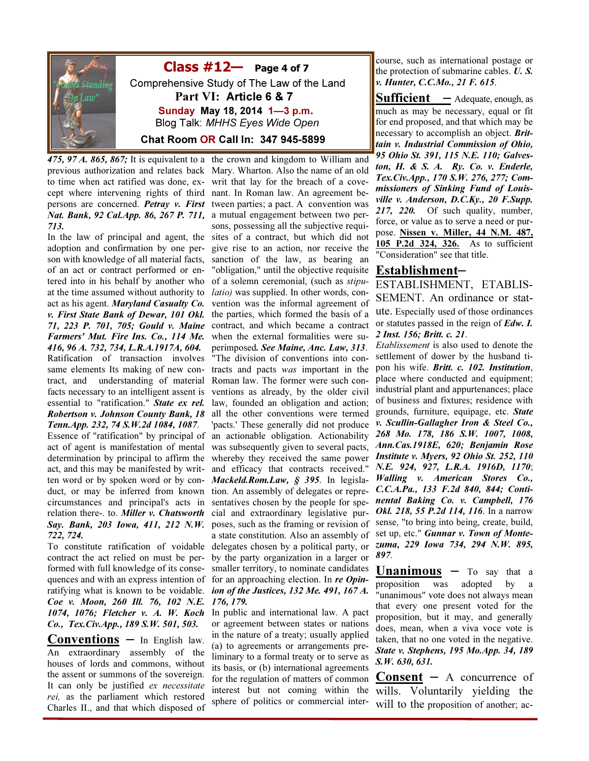475, 97 A. 865, 867;*** It is equivalent to a previous authorization and relates back to time when act ratified was done, except where intervening rights of third persons are concerned. ***Petray v. First Nat. Bank, 92 Cal.App. 86, 267 P. 711, 713.***

In the law of principal and agent, the adoption and confirmation by one person with knowledge of all material facts, of an act or contract performed or entered into in his behalf by another who at the time assumed without authority to act as his agent. ***Maryland Casualty Co. v. First State Bank of Dewar, 101 Okl. 71, 223 P. 701, 705; Gould v. Maine Farmers' Mut. Fire Ins. Co., 114 Me. 416, 96 A. 732, 734, L.R.A.1917A, 604.***

Ratification of transaction involves same elements Its making of new contract, and understanding of material facts necessary to an intelligent assent is essential to "ratification." ***State ex rel. Robertson v. Johnson County Bank, 18 Tenn.App. 232, 74 S.W.2d 1084, 1087.***

Essence of "ratification" by principal of act of agent is manifestation of mental determination by principal to affirm the act, and this may be manifested by written word or by spoken word or by conduct, or may be inferred from known circumstances and principal's acts in relation there-. to. ***Miller v. Chatsworth Say. Bank, 203 Iowa, 411, 212 N.W. 722, 724.***

To constitute ratification of voidable contract the act relied on must be performed with full knowledge of its consequences and with an express intention of ratifying what is known to be voidable. ***Coe v. Moon, 260 Ill. 76, 102 N.E. 1074, 1076; Fletcher v. A. W. Koch Co., Tex.Civ.App., 189 S.W. 501, 503.***

## Conventions

– In English law. An extraordinary assembly of the houses of lords and commons, without the assent or summons of the sovereign. It can only be justified *ex necessitate rei,* as the parliament which restored Charles II., and that which disposed of the crown and kingdom to William and Mary. Wharton. Also the name of an old writ that lay for the breach of a covenant. In Roman law. An agreement between parties; a pact. A convention was a mutual engagement between two persons, possessing all the subjective requisites of a contract, but which did not give rise to an action, nor receive the sanction of the law, as bearing an "obligation," until the objective requisite of a solemn ceremonial, (such as *stipulatio)* was supplied. In other words, convention was the informal agreement of the parties, which formed the basis of a contract, and which became a contract when the external formalities were superimposed***. See Maine, Anc. Law, 313***. "The division of conventions into contracts and pacts *was* important in the Roman law. The former were such conventions as already, by the older civil law, founded an obligation and action; all the other conventions were termed 'pacts.' These generally did not produce an actionable obligation. Actionability was subsequently given to several pacts, whereby they received the same power and efficacy that contracts received." ***Mackeld.Rom.Law, § 395***. In legislation. An assembly of delegates or representatives chosen by the people for special and extraordinary legislative purposes, such as the framing or revision of a state constitution. Also an assembly of delegates chosen by a political party, or by the party organization in a larger or smaller territory, to nominate candidates for an approaching election. In ***re Opinion of the Justices, 132 Me. 491, 167 A. 176, 179.***

In public and international law. A pact or agreement between states or nations in the nature of a treaty; usually applied (a) to agreements or arrangements preliminary to a formal treaty or to serve as its basis, or (b) international agreements for the regulation of matters of common interest but not coming within the sphere of politics or commercial intercourse, such as international postage or the protection of submarine cables. ***U. S. v. Hunter, C.C.Mo., 21 F. 615***.

## Sufficient

– Adequate, enough, as much as may be necessary, equal or fit for end proposed, and that which may be necessary to accomplish an object. ***Brittain v. Industrial Commission of Ohio, 95 Ohio St. 391, 115 N.E. 110; Galveston, H. & S. A. Ry. Co. v. Enderle, Tex.Civ.App., 170 S.W. 276, 277; Commissioners of Sinking Fund of Louisville v. Anderson, D.C.Ky., 20 F.Supp. 217, 220.*** Of such quality, number, force, or value as to serve a need or purpose. Nissen v. Miller, 44 N.M. 487, 105 P.2d 324, 326. As to sufficient "Consideration" see that title.

## Establishment–

ESTABLISHMENT, ETABLISSEMENT. An ordinance or statute. Especially used of those ordinances or statutes passed in the reign of ***Edw. I. 2 Inst. 156; Britt. c. 21***.

*Etablissement* is also used to denote the settlement of dower by the husband tipon his wife. ***Britt. c. 102. Institution***, place where conducted and equipment; industrial plant and appurtenances; place of business and fixtures; residence with grounds, furniture, equipage, etc. ***State v. Scullin-Gallagher Iron & Steel Co., 268 Mo. 178, 186 S.W. 1007, 1008, Ann.Cas.1918E, 620; Benjamin Rose Institute v. Myers, 92 Ohio St. 252, 110 N.E. 924, 927, L.R.A. 1916D, 1170***; ***Walling v. American Stores Co., C.C.A.Pa., 133 F.2d 840, 844; Continental Baking Co. v. Campbell, 176 Okl. 218, 55 P.2d 114, 116***. In a narrow sense, "to bring into being, create, build, set up, etc." ***Gunnar v. Town of Montezuma, 229 Iowa 734, 294 N.W. 895, 897***.

## Unanimous

– To say that a proposition was adopted by a "unanimous" vote does not always mean that every one present voted for the proposition, but it may, and generally does, mean, when a viva voce vote is taken, that no one voted in the negative. ***State v. Stephens, 195 Mo.App. 34, 189 S.W. 630, 631.***

## Consent

– A concurrence of wills. Voluntarily yielding the will to the proposition of another; ac-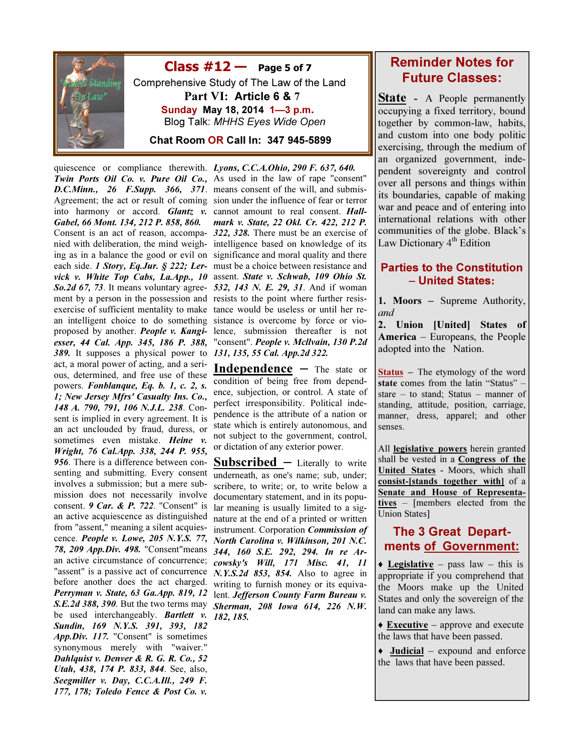quiescence or compliance therewith. *Twin Ports Oil Co. v. Pure Oil Co., D.C.Minn., 26 F.Supp. 366, 371*. Agreement; the act or result of coming into harmony or accord. *Glantz v. Gabel, 66 Mont. 134, 212 P. 858, 860.* Consent is an act of reason, accompanied with deliberation, the mind weighing as in a balance the good or evil on each side. *1 Story, Eq.Jur. § 222; Lervick v. White Top Cabs, La.App., 10 So.2d 67, 73*. It means voluntary agreement by a person in the possession and exercise of sufficient mentality to make an intelligent choice to do something proposed by another. *People v. Kangiesser, 44 Cal. App. 345, 186 P. 388, 389.* It supposes a physical power to act, a moral power of acting, and a serious, determined, and free use of these powers. *Fonblanque, Eq. b. 1, c. 2, s. 1; New Jersey Mfrs' Casualty Ins. Co., 148 A. 790, 791, 106 N.J.L. 238*. Consent is implied in every agreement. It is an act unclouded by fraud, duress, or sometimes even mistake. *Heine v. Wright, 76 Cal.App. 338, 244 P. 955, 956*. There is a difference between consenting and submitting. Every consent involves a submission; but a mere submission does not necessarily involve consent. *9 Car. & P. 722*. "Consent" is an active acquiescence as distinguished from "assent," meaning a silent acquiescence. *People v. Lowe, 205 N.Y.S. 77, 78, 209 App.Div. 498.* "Consent"means an active circumstance of concurrence; "assent" is a passive act of concurrence before another does the act charged. *Perryman v. State, 63 Ga.App. 819, 12 S.E.2d 388, 390*. But the two terms may be used interchangeably. *Bartlett v. Sundin, 169 N.Y.S. 391, 393, 182 App.Div. 117.* "Consent" is sometimes synonymous merely with "waiver." *Dahlquist v. Denver & R. G. R. Co., 52 Utah, 438, 174 P. 833, 844*. See, also, *Seegmiller v. Day, C.C.A.Ill., 249 F. 177, 178; Toledo Fence & Post Co. v. Lyons, C.C.A.Ohio, 290 F. 637, 640.* As used in the law of rape "consent" means consent of the will, and submission under the influence of fear or terror cannot amount to real consent. *Hallmark v. State, 22 Okl. Cr. 422, 212 P. 322, 328.* There must be an exercise of intelligence based on knowledge of its significance and moral quality and there must be a choice between resistance and assent. *State v. Schwab, 109 Ohio St. 532, 143 N. E. 29, 31*. And if woman resists to the point where further resistance would be useless or until her resistance is overcome by force or violence, submission thereafter is not "consent". *People v. McIlvain, 130 P.2d 131, 135, 55 Cal. App.2d 322.*

**Independence** – The state or condition of being free from dependence, subjection, or control. A state of perfect irresponsibility. Political independence is the attribute of a nation or state which is entirely autonomous, and not subject to the government, control, or dictation of any exterior power.

**Subscribed** – Literally to write underneath, as one's name; sub, under; scribere, to write; or, to write below a documentary statement, and in its popular meaning is usually limited to a signature at the end of a printed or written instrument. Corporation *Commission of North Carolina v. Wilkinson, 201 N.C. 344, 160 S.E. 292, 294. In re Arcowsky's Will, 171 Misc. 41, 11 N.Y.S.2d 853, 854.* Also to agree in writing to furnish money or its equivalent. *Jefferson County Farm Bureau v. Sherman, 208 Iowa 614, 226 N.W. 182, 185.*

## Reminder Notes for Future Classes:

**State** - A People permanently occupying a fixed territory, bound together by common-law, habits, and custom into one body politic exercising, through the medium of an organized government, independent sovereignty and control over all persons and things within its boundaries, capable of making war and peace and of entering into international relations with other communities of the globe. Black's Law Dictionary 4th Edition

### Parties to the Constitution – United States:

**1. Moors** – Supreme Authority, *and*

**2. Union [United] States of America** – Europeans, the People adopted into the Nation.

**Status** – The etymology of the word **state** comes from the latin "Status" – stare – to stand; Status – manner of standing, attitude, position, carriage, manner, dress, apparel; and other senses.

All **legislative powers** herein granted shall be vested in a **Congress of the United States** - Moors, which shall **consist-[stands together with]** of a **Senate and House of Representatives** – [members elected from the Union States]

### The 3 Great Departments of Government:

♦ **Legislative** – pass law – this is appropriate if you comprehend that the Moors make up the United States and only the sovereign of the land can make any laws.

♦ **Executive** – approve and execute the laws that have been passed.

♦ **Judicial** – expound and enforce the laws that have been passed.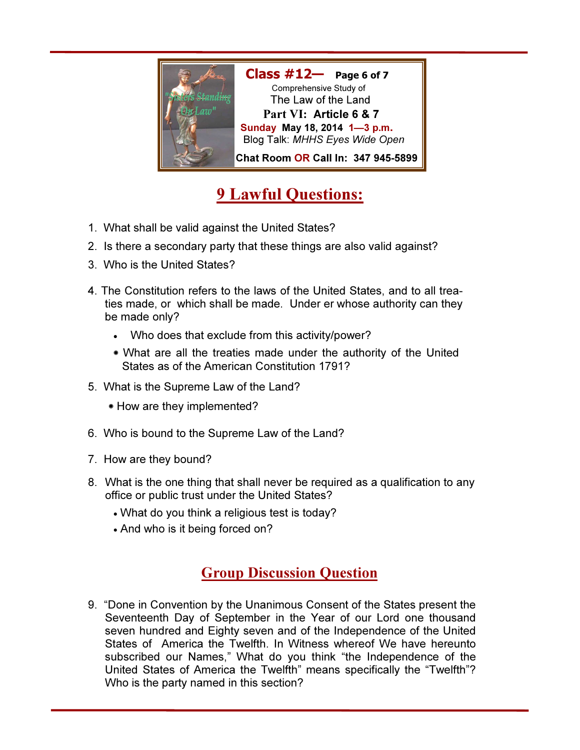**Class #12— Page 6 of 7**

Comprehensive Study of

The Law of the Land

**Part VI: Article 6 & 7**

**Sunday May 18, 2014 1—3 p.m.**

Blog Talk: *MHHS Eyes Wide Open*

**Chat Room OR Call In: 347 945-5899**

## 9 Lawful Questions:

1. What shall be valid against the United States?
2. Is there a secondary party that these things are also valid against?
3. Who is the United States?
4. The Constitution refers to the laws of the United States, and to all treaties made, or which shall be made. Under er whose authority can they be made only?
   - Who does that exclude from this activity/power?
   - What are all the treaties made under the authority of the United States as of the American Constitution 1791?
5. What is the Supreme Law of the Land?
   - How are they implemented?
6. Who is bound to the Supreme Law of the Land?
7. How are they bound?
8. What is the one thing that shall never be required as a qualification to any office or public trust under the United States?
   - What do you think a religious test is today?
   - And who is it being forced on?

## Group Discussion Question

9. "Done in Convention by the Unanimous Consent of the States present the Seventeenth Day of September in the Year of our Lord one thousand seven hundred and Eighty seven and of the Independence of the United States of America the Twelfth. In Witness whereof We have hereunto subscribed our Names," What do you think "the Independence of the United States of America the Twelfth" means specifically the "Twelfth"? Who is the party named in this section?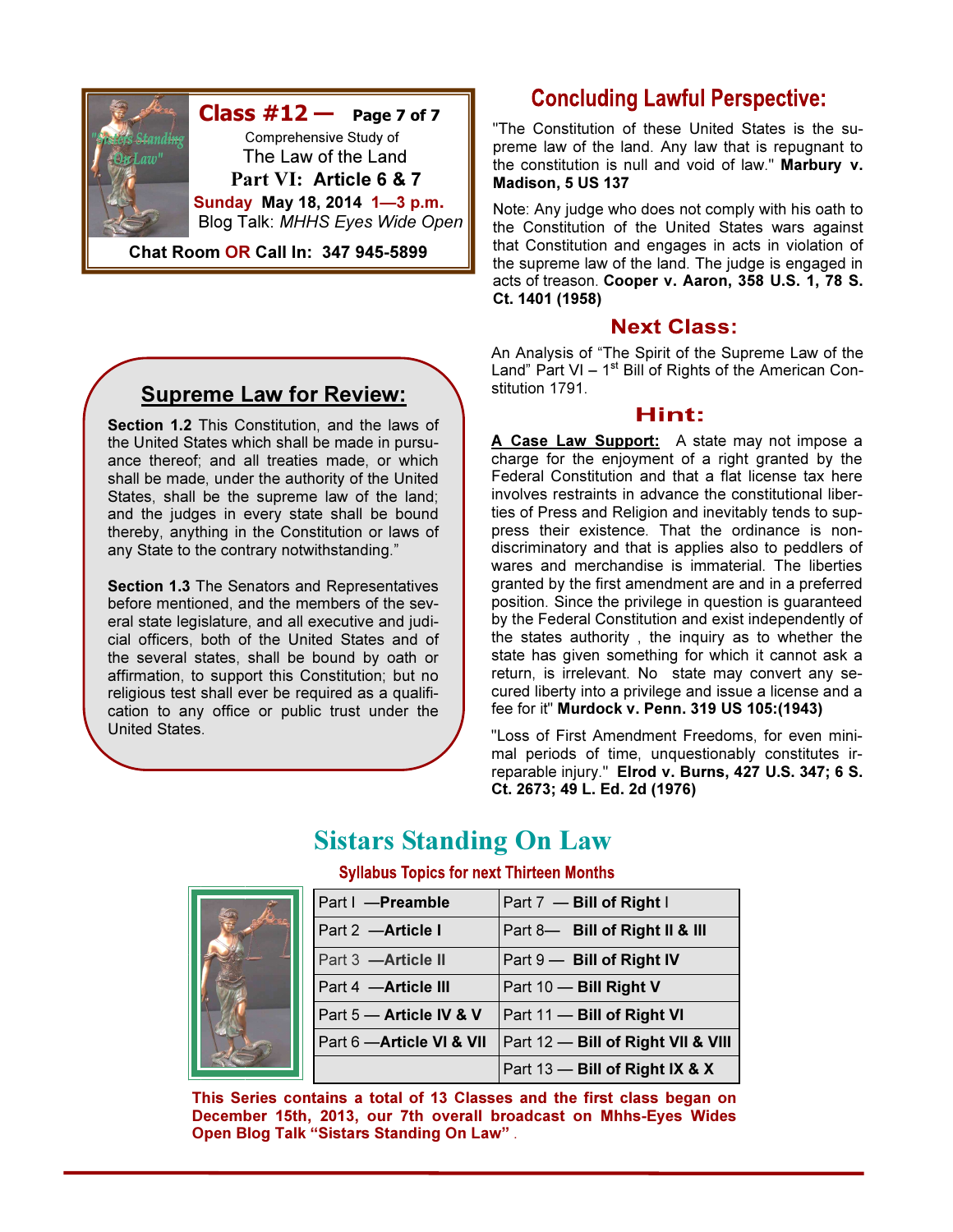**Class #12 — Page 7 of 7**

Comprehensive Study of

The Law of the Land

**Part VI: Article 6 & 7**

**Sunday May 18, 2014 1—3 p.m.**

Blog Talk: *MHHS Eyes Wide Open*

**Chat Room OR Call In: 347 945-5899**

## Concluding Lawful Perspective:

"The Constitution of these United States is the supreme law of the land. Any law that is repugnant to the constitution is null and void of law." **Marbury v. Madison, 5 US 137**

Note: Any judge who does not comply with his oath to the Constitution of the United States wars against that Constitution and engages in acts in violation of the supreme law of the land. The judge is engaged in acts of treason. **Cooper v. Aaron, 358 U.S. 1, 78 S. Ct. 1401 (1958)**

## Supreme Law for Review:

**Section 1.2** This Constitution, and the laws of the United States which shall be made in pursuance thereof; and all treaties made, or which shall be made, under the authority of the United States, shall be the supreme law of the land; and the judges in every state shall be bound thereby, anything in the Constitution or laws of any State to the contrary notwithstanding."

**Section 1.3** The Senators and Representatives before mentioned, and the members of the several state legislature, and all executive and judicial officers, both of the United States and of the several states, shall be bound by oath or affirmation, to support this Constitution; but no religious test shall ever be required as a qualification to any office or public trust under the United States.

## Next Class:

An Analysis of "The Spirit of the Supreme Law of the Land" Part VI – 1st Bill of Rights of the American Constitution 1791.

## Hint:

**A Case Law Support:** A state may not impose a charge for the enjoyment of a right granted by the Federal Constitution and that a flat license tax here involves restraints in advance the constitutional liberties of Press and Religion and inevitably tends to suppress their existence. That the ordinance is nondiscriminatory and that is applies also to peddlers of wares and merchandise is immaterial. The liberties granted by the first amendment are and in a preferred position. Since the privilege in question is guaranteed by the Federal Constitution and exist independently of the states authority , the inquiry as to whether the state has given something for which it cannot ask a return, is irrelevant. No state may convert any secured liberty into a privilege and issue a license and a fee for it" **Murdock v. Penn. 319 US 105:(1943)**

"Loss of First Amendment Freedoms, for even minimal periods of time, unquestionably constitutes irreparable injury." **Elrod v. Burns, 427 U.S. 347; 6 S. Ct. 2673; 49 L. Ed. 2d (1976)**

# Sistars Standing On Law

### Syllabus Topics for next Thirteen Months

| | |
|---|---|
| Part I —**Preamble** | Part 7 — **Bill of Right** I |
| Part 2 —**Article I** | Part 8— **Bill of Right II & III** |
| Part 3 —**Article II** | Part 9 — **Bill of Right IV** |
| Part 4 —**Article III** | Part 10 — **Bill Right V** |
| Part 5 — **Article IV & V** | Part 11 — **Bill of Right VI** |
| Part 6 —**Article VI & VII** | Part 12 — **Bill of Right VII & VIII** |
| | Part 13 — **Bill of Right IX & X** |

**This Series contains a total of 13 Classes and the first class began on December 15th, 2013, our 7th overall broadcast on Mhhs-Eyes Wides Open Blog Talk "Sistars Standing On Law"** .